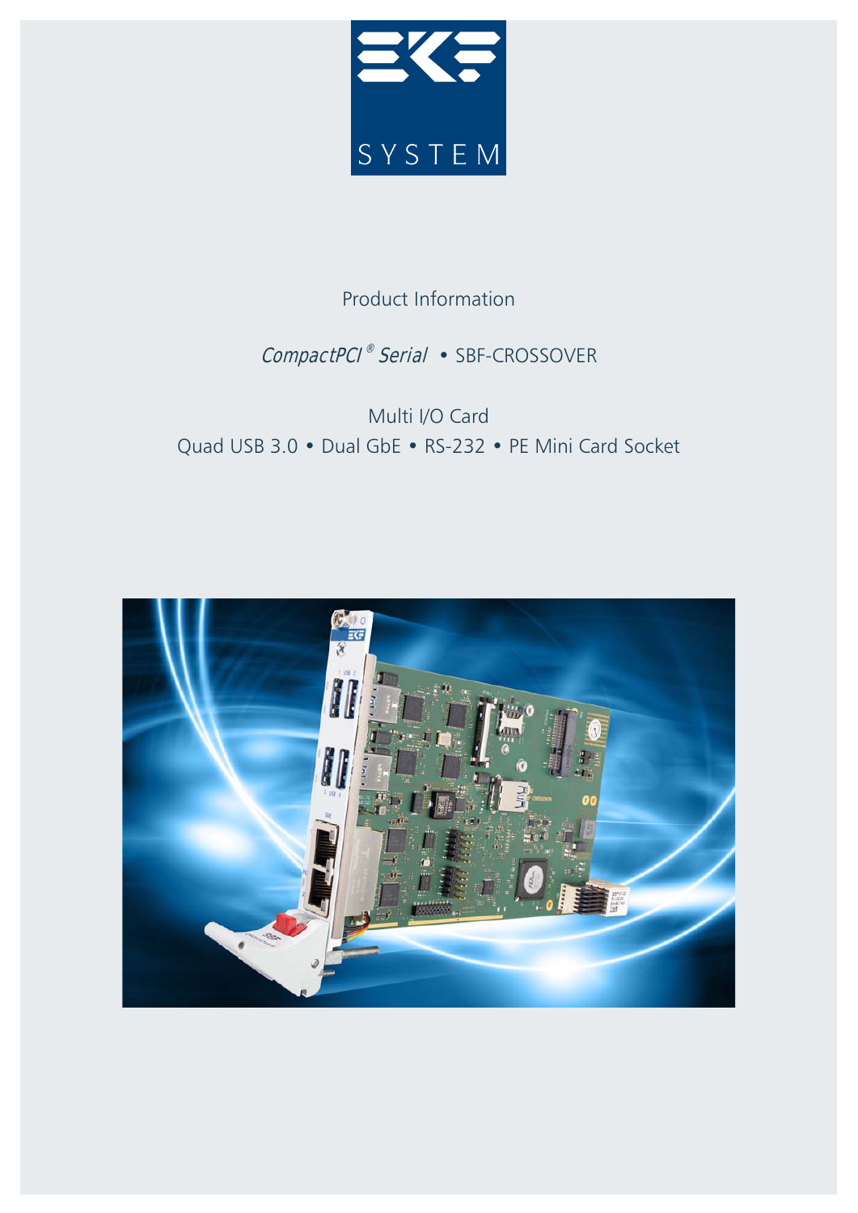EKF SYSTEM

Product Information

*CompactPCI® Serial* • SBF-CROSSOVER

Multi I/O Card

Quad USB 3.0 • Dual GbE • RS-232 • PE Mini Card Socket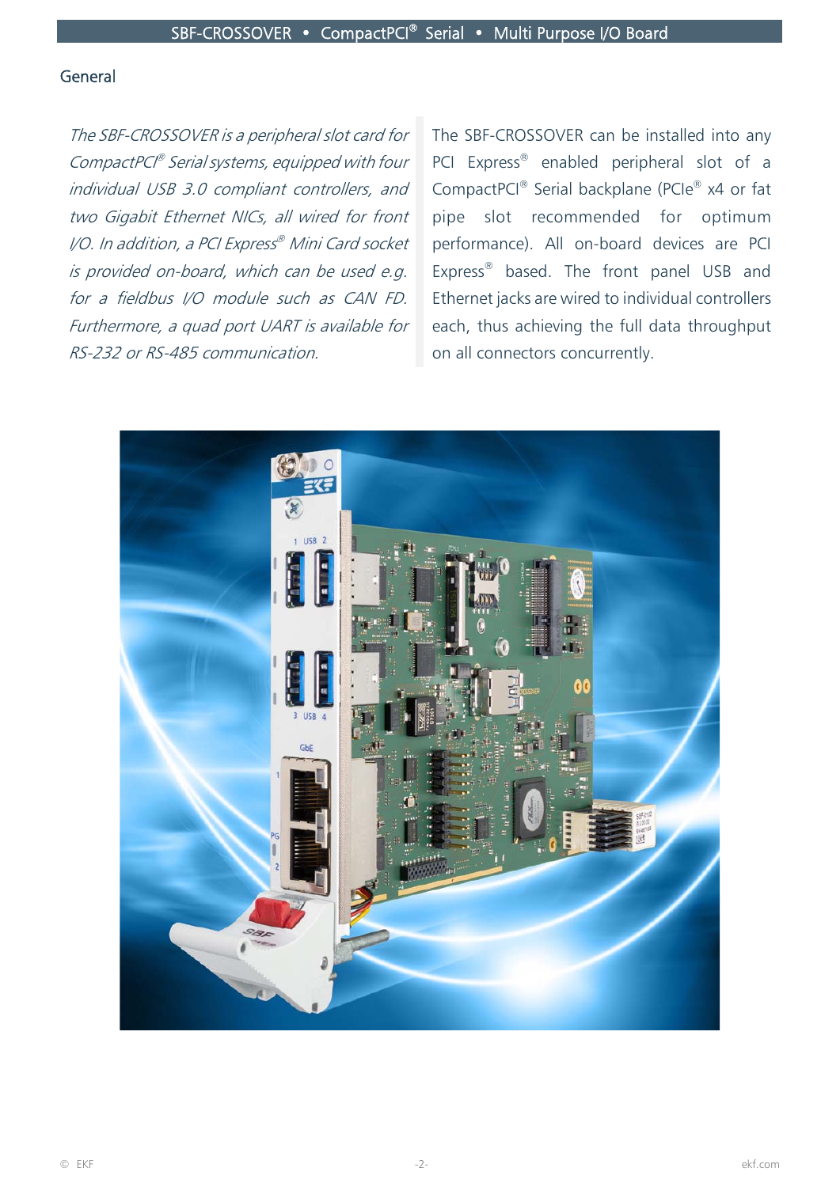## General

*The SBF-CROSSOVER is a peripheral slot card for CompactPCI® Serial systems, equipped with four individual USB 3.0 compliant controllers, and two Gigabit Ethernet NICs, all wired for front I/O. In addition, a PCI Express® Mini Card socket is provided on-board, which can be used e.g. for a fieldbus I/O module such as CAN FD. Furthermore, a quad port UART is available for RS-232 or RS-485 communication.*

The SBF-CROSSOVER can be installed into any PCI Express® enabled peripheral slot of a CompactPCI® Serial backplane (PCIe® x4 or fat pipe slot recommended for optimum performance). All on-board devices are PCI Express® based. The front panel USB and Ethernet jacks are wired to individual controllers each, thus achieving the full data throughput on all connectors concurrently.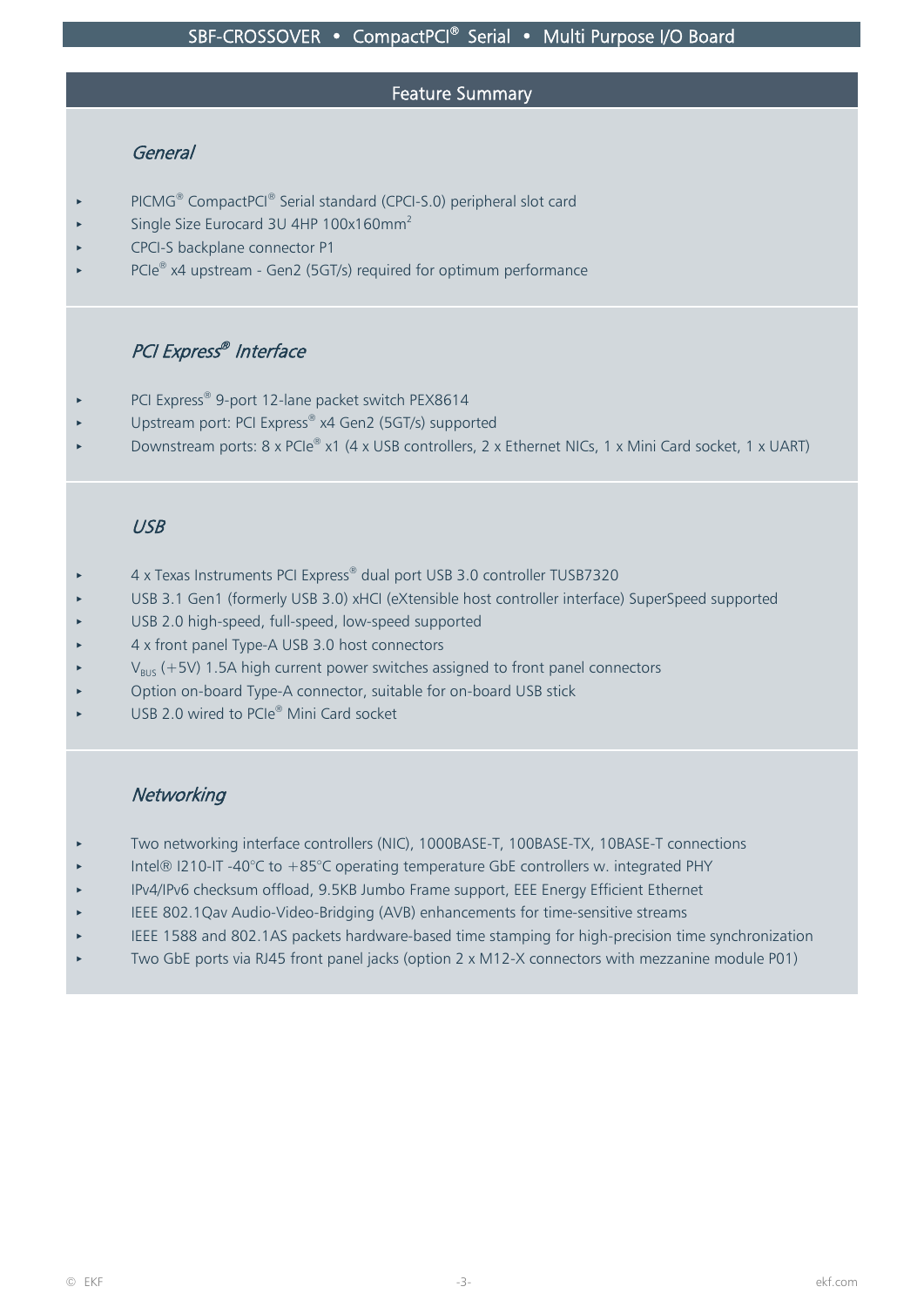## Feature Summary

### *General*

- PICMG® CompactPCI® Serial standard (CPCI-S.0) peripheral slot card
- Single Size Eurocard 3U 4HP 100x160mm²
- CPCI-S backplane connector P1
- PCIe® x4 upstream - Gen2 (5GT/s) required for optimum performance

### *PCI Express® Interface*

- PCI Express® 9-port 12-lane packet switch PEX8614
- Upstream port: PCI Express® x4 Gen2 (5GT/s) supported
- Downstream ports: 8 x PCIe® x1 (4 x USB controllers, 2 x Ethernet NICs, 1 x Mini Card socket, 1 x UART)

### *USB*

- 4 x Texas Instruments PCI Express® dual port USB 3.0 controller TUSB7320
- USB 3.1 Gen1 (formerly USB 3.0) xHCI (eXtensible host controller interface) SuperSpeed supported
- USB 2.0 high-speed, full-speed, low-speed supported
- 4 x front panel Type-A USB 3.0 host connectors
- $V_{BUS}$ (+5V) 1.5A high current power switches assigned to front panel connectors
- Option on-board Type-A connector, suitable for on-board USB stick
- USB 2.0 wired to PCIe® Mini Card socket

### *Networking*

- Two networking interface controllers (NIC), 1000BASE-T, 100BASE-TX, 10BASE-T connections
- Intel® I210-IT -40°C to +85°C operating temperature GbE controllers w. integrated PHY
- IPv4/IPv6 checksum offload, 9.5KB Jumbo Frame support, EEE Energy Efficient Ethernet
- IEEE 802.1Qav Audio-Video-Bridging (AVB) enhancements for time-sensitive streams
- IEEE 1588 and 802.1AS packets hardware-based time stamping for high-precision time synchronization
- Two GbE ports via RJ45 front panel jacks (option 2 x M12-X connectors with mezzanine module P01)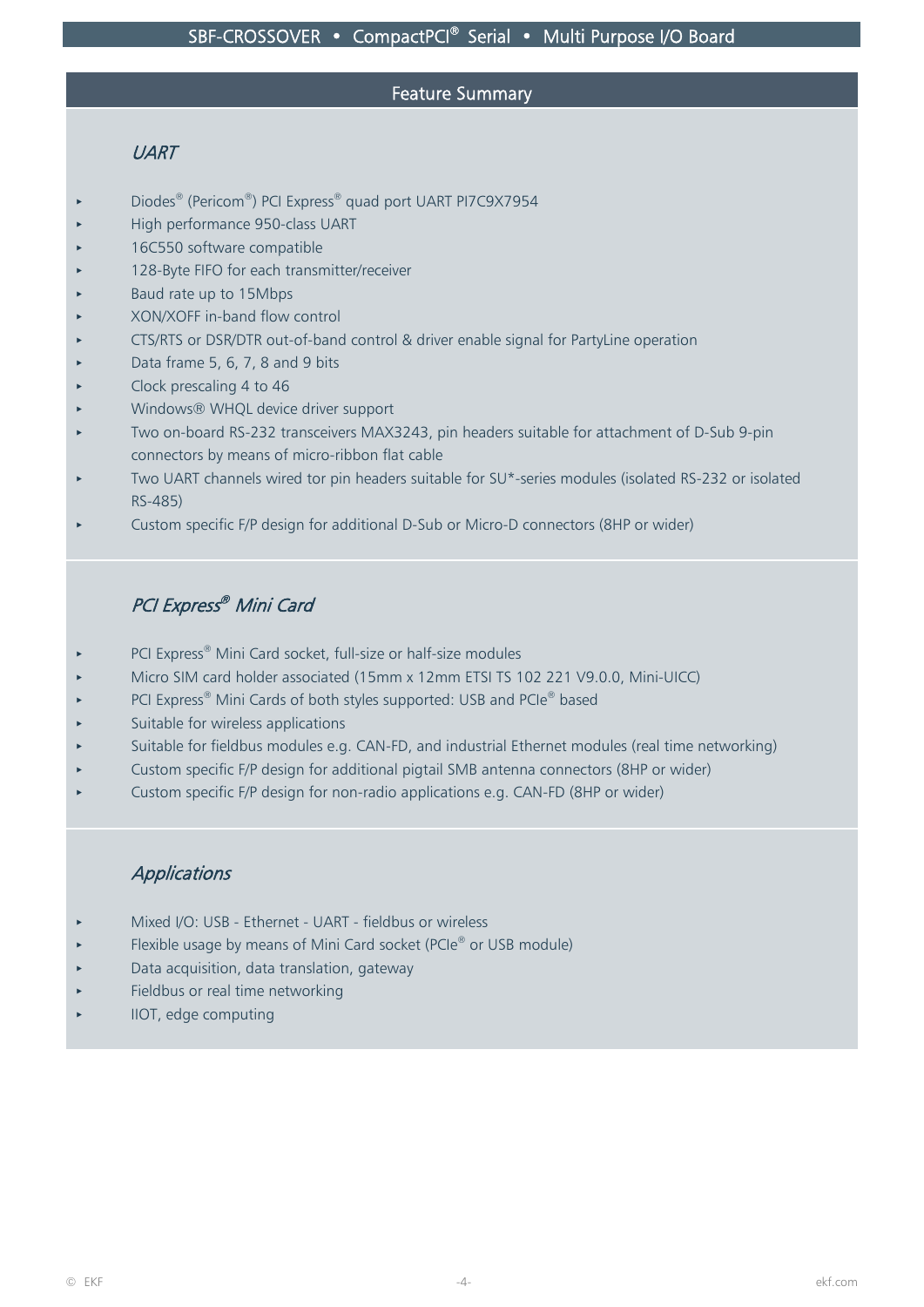## Feature Summary

### *UART*

- Diodes® (Pericom®) PCI Express® quad port UART PI7C9X7954
- High performance 950-class UART
- 16C550 software compatible
- 128-Byte FIFO for each transmitter/receiver
- Baud rate up to 15Mbps
- XON/XOFF in-band flow control
- CTS/RTS or DSR/DTR out-of-band control & driver enable signal for PartyLine operation
- Data frame 5, 6, 7, 8 and 9 bits
- Clock prescaling 4 to 46
- Windows® WHQL device driver support
- Two on-board RS-232 transceivers MAX3243, pin headers suitable for attachment of D-Sub 9-pin connectors by means of micro-ribbon flat cable
- Two UART channels wired tor pin headers suitable for SU*-series modules (isolated RS-232 or isolated RS-485)
- Custom specific F/P design for additional D-Sub or Micro-D connectors (8HP or wider)

### *PCI Express® Mini Card*

- PCI Express® Mini Card socket, full-size or half-size modules
- Micro SIM card holder associated (15mm x 12mm ETSI TS 102 221 V9.0.0, Mini-UICC)
- PCI Express® Mini Cards of both styles supported: USB and PCIe® based
- Suitable for wireless applications
- Suitable for fieldbus modules e.g. CAN-FD, and industrial Ethernet modules (real time networking)
- Custom specific F/P design for additional pigtail SMB antenna connectors (8HP or wider)
- Custom specific F/P design for non-radio applications e.g. CAN-FD (8HP or wider)

### *Applications*

- Mixed I/O: USB - Ethernet - UART - fieldbus or wireless
- Flexible usage by means of Mini Card socket (PCIe® or USB module)
- Data acquisition, data translation, gateway
- Fieldbus or real time networking
- IIOT, edge computing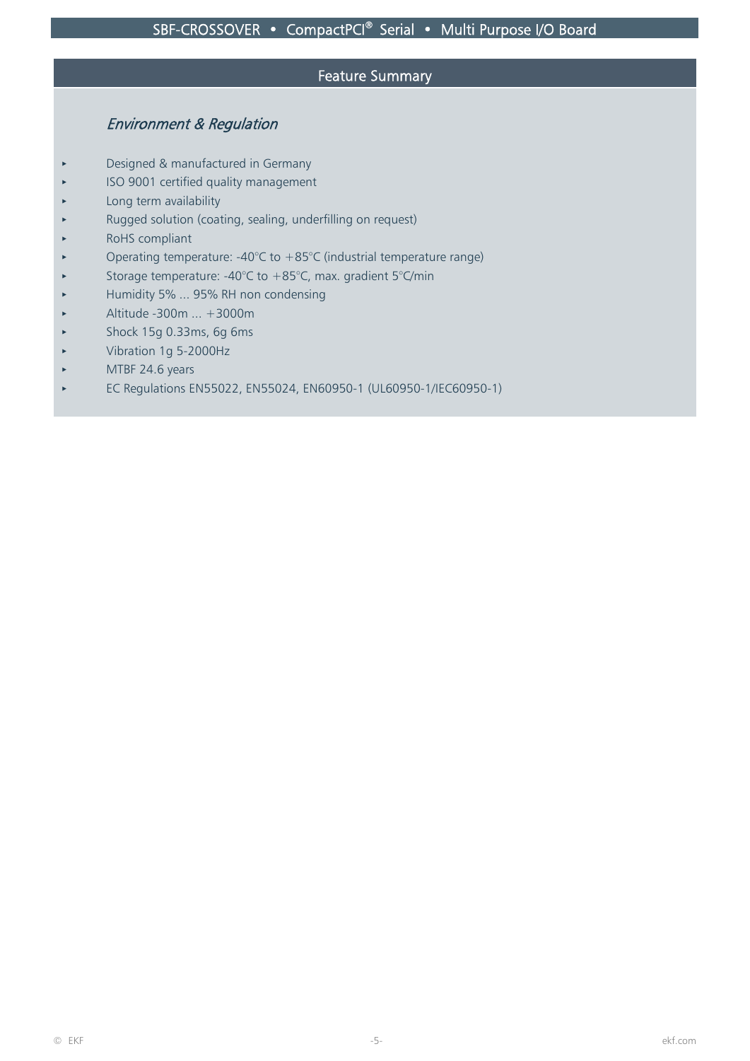## Feature Summary

### *Environment & Regulation*

- Designed & manufactured in Germany
- ISO 9001 certified quality management
- Long term availability
- Rugged solution (coating, sealing, underfilling on request)
- RoHS compliant
- Operating temperature: -40°C to +85°C (industrial temperature range)
- Storage temperature: -40°C to +85°C, max. gradient 5°C/min
- Humidity 5% ... 95% RH non condensing
- Altitude -300m ... +3000m
- Shock 15g 0.33ms, 6g 6ms
- Vibration 1g 5-2000Hz
- MTBF 24.6 years
- EC Regulations EN55022, EN55024, EN60950-1 (UL60950-1/IEC60950-1)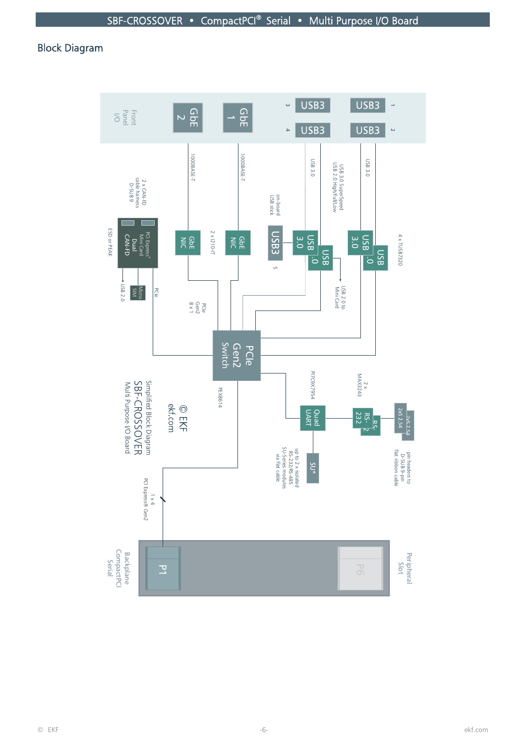## Block Diagram

Front Panel I/O

GbE 2 — 1000BASE-T — GbE NIC

GbE 1 — 1000BASE-T — GbE NIC

2 x I210-IT

PCIe Gen2 8 x 1

USB3 (3) — USB 3.0

USB3 (4) — USB 3.0 SuperSpeed, USB 2.0 High/Full/Low

USB3 (1) — USB 3.0

USB3 (2)

USB3 (5) — on-board USB stick

USB 3.0 / USB 2.0

4 x TUSB7320

USB 2.0 to Mini Card

PCI Express® Mini Card Dual CAN-FD — 2 x CAN-FD cable harness D-SUB 9 — ESD or PEAK

Micro SIM

USB 2.0

PCIe

PCIe Gen2 Switch — PEX8614

PI7C9X7954 — Quad UART

2 x MAX3243 — RS-232 / RS-232

2x5 2.54 / 2x5 2.54 — pin headers to D-SUB 9-pin flat ribbon cable

SU* — up to 2 x isolated RS-232/RS-485 SU-Series modules via flat cable

1 x 4 PCI Express® Gen2

P1 / P6

Backplane CompactPCI Serial

Peripheral Slot

© EKF ekf.com

Simplified Block Diagram SBF-CROSSOVER Multi Purpose I/O Board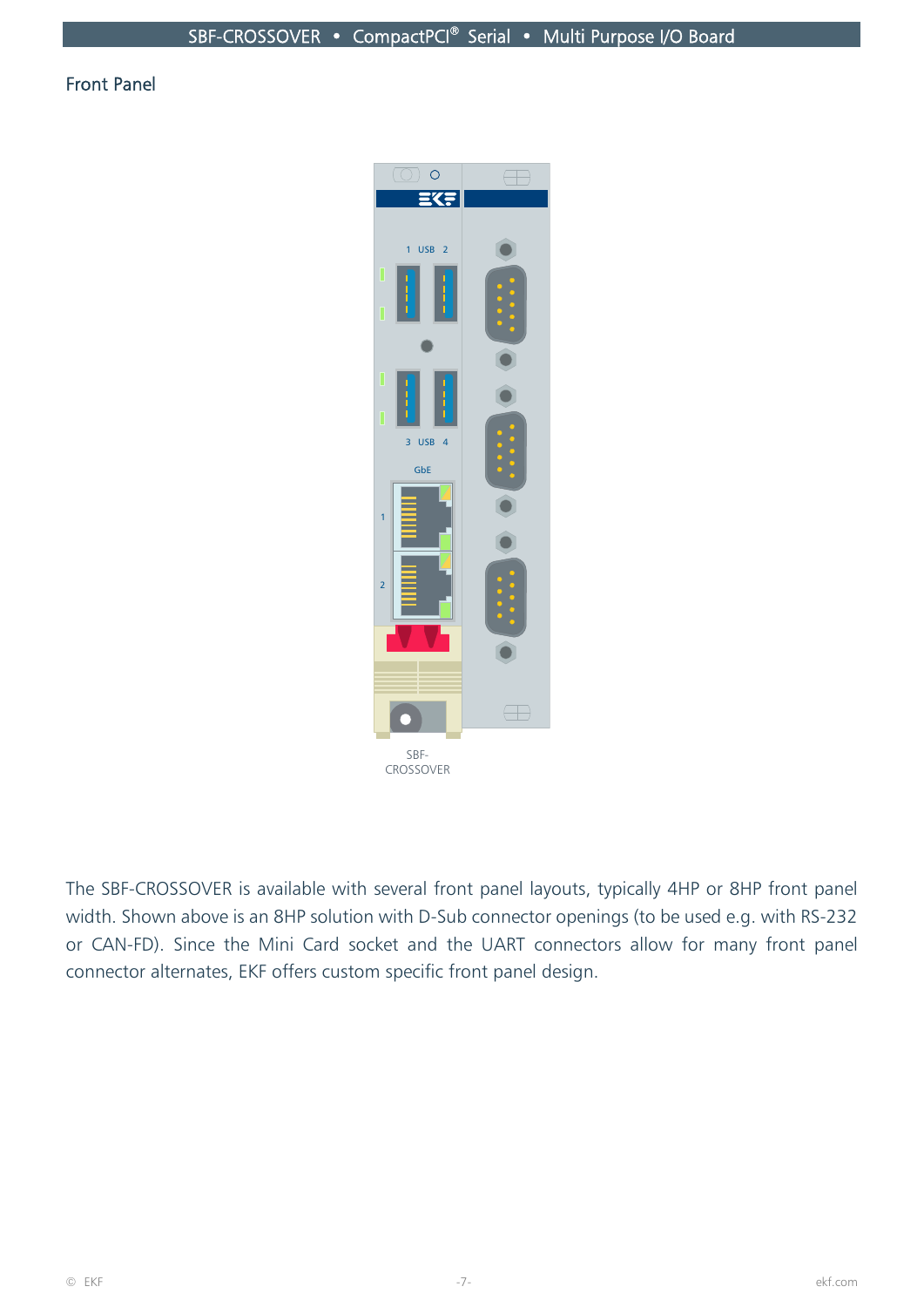## Front Panel

SBF-CROSSOVER

The SBF-CROSSOVER is available with several front panel layouts, typically 4HP or 8HP front panel width. Shown above is an 8HP solution with D-Sub connector openings (to be used e.g. with RS-232 or CAN-FD). Since the Mini Card socket and the UART connectors allow for many front panel connector alternates, EKF offers custom specific front panel design.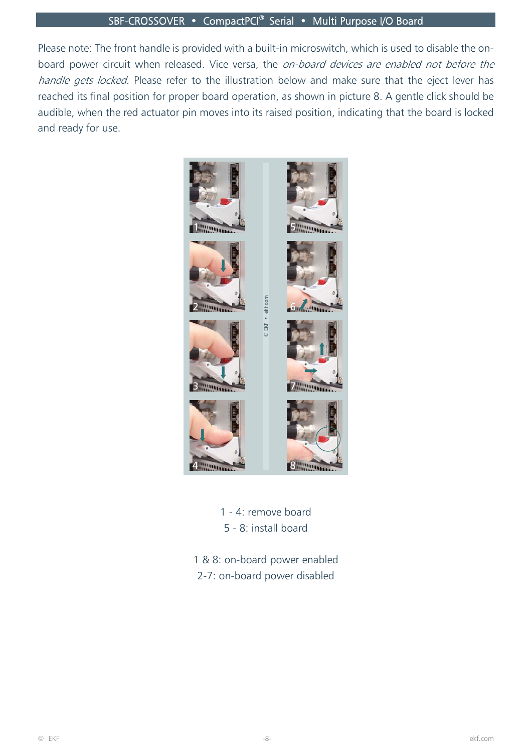Please note: The front handle is provided with a built-in microswitch, which is used to disable the on-board power circuit when released. Vice versa, the *on-board devices are enabled not before the handle gets locked*. Please refer to the illustration below and make sure that the eject lever has reached its final position for proper board operation, as shown in picture 8. A gentle click should be audible, when the red actuator pin moves into its raised position, indicating that the board is locked and ready for use.

1 - 4: remove board
5 - 8: install board

1 & 8: on-board power enabled
2-7: on-board power disabled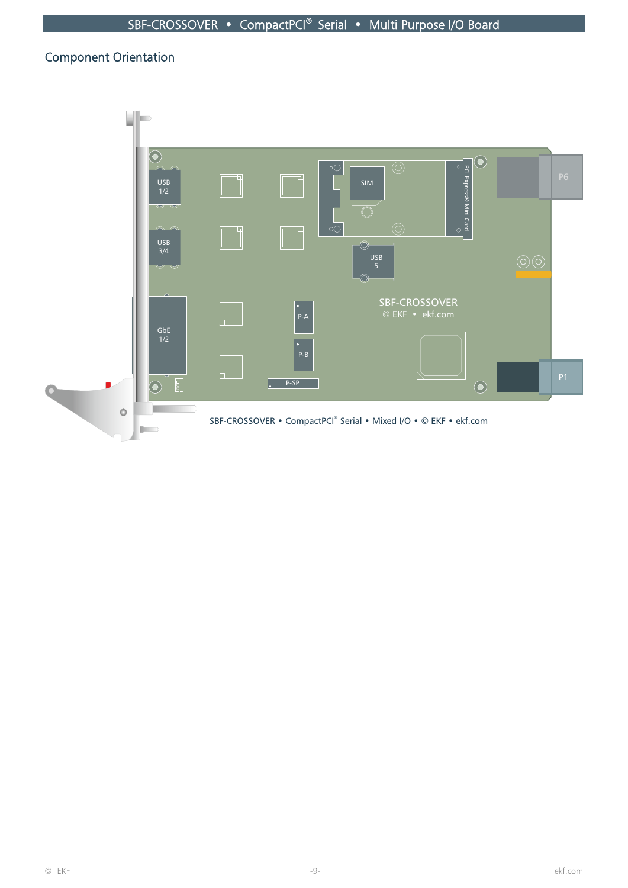## Component Orientation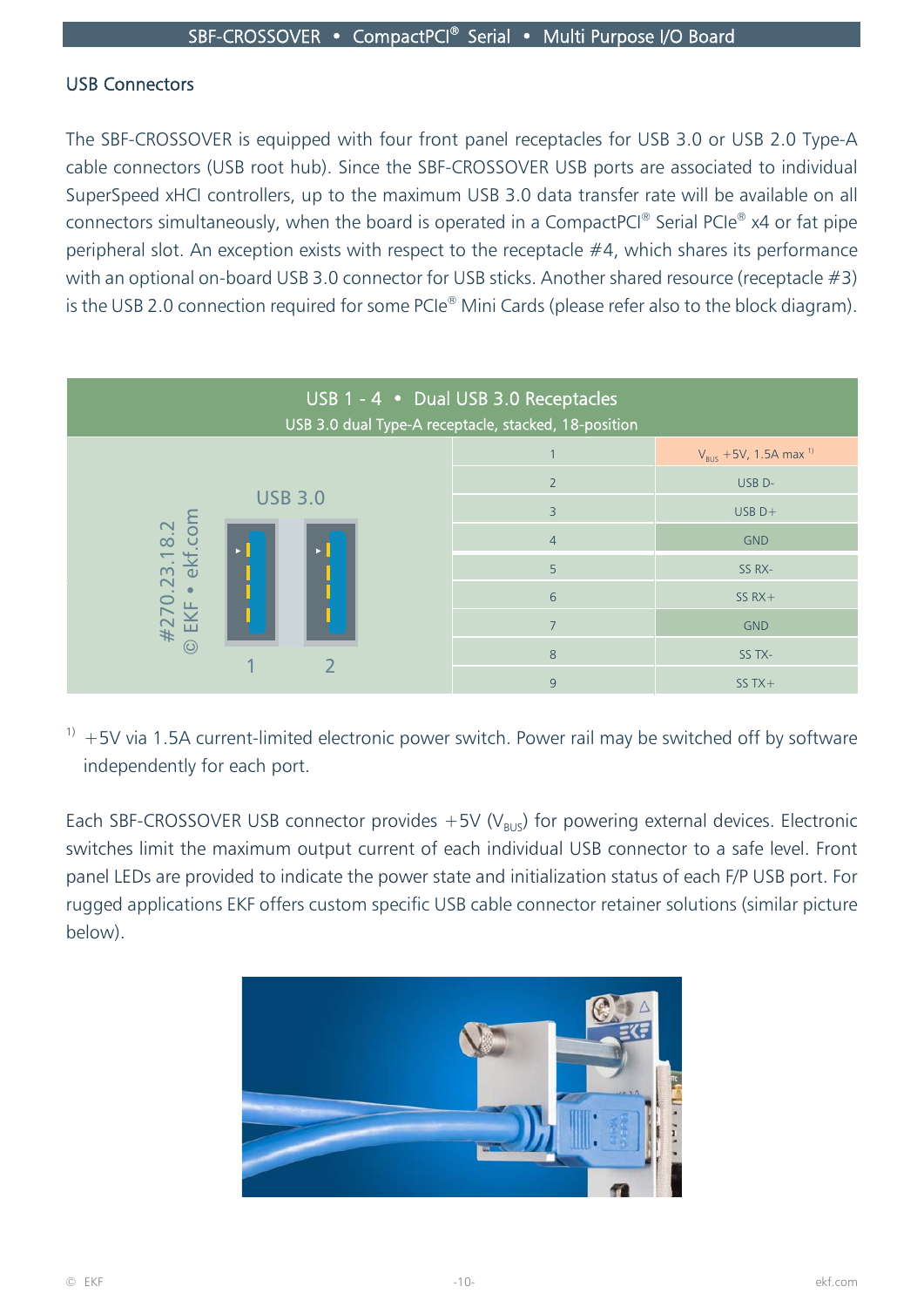## USB Connectors

The SBF-CROSSOVER is equipped with four front panel receptacles for USB 3.0 or USB 2.0 Type-A cable connectors (USB root hub). Since the SBF-CROSSOVER USB ports are associated to individual SuperSpeed xHCI controllers, up to the maximum USB 3.0 data transfer rate will be available on all connectors simultaneously, when the board is operated in a CompactPCI® Serial PCIe® x4 or fat pipe peripheral slot. An exception exists with respect to the receptacle #4, which shares its performance with an optional on-board USB 3.0 connector for USB sticks. Another shared resource (receptacle #3) is the USB 2.0 connection required for some PCIe® Mini Cards (please refer also to the block diagram).

| USB 1 - 4 • Dual USB 3.0 Receptacles<br>USB 3.0 dual Type-A receptacle, stacked, 18-position | | |
|---|---|---|
| USB 3.0 (positions 1, 2)<br>#270.23.18.2 © EKF • ekf.com | 1 | $V_{BUS}$ +5V, 1.5A max [1] |
| | 2 | USB D- |
| | 3 | USB D+ |
| | 4 | GND |
| | 5 | SS RX- |
| | 6 | SS RX+ |
| | 7 | GND |
| | 8 | SS TX- |
| | 9 | SS TX+ |

[1] +5V via 1.5A current-limited electronic power switch. Power rail may be switched off by software independently for each port.

Each SBF-CROSSOVER USB connector provides +5V ($V_{BUS}$) for powering external devices. Electronic switches limit the maximum output current of each individual USB connector to a safe level. Front panel LEDs are provided to indicate the power state and initialization status of each F/P USB port. For rugged applications EKF offers custom specific USB cable connector retainer solutions (similar picture below).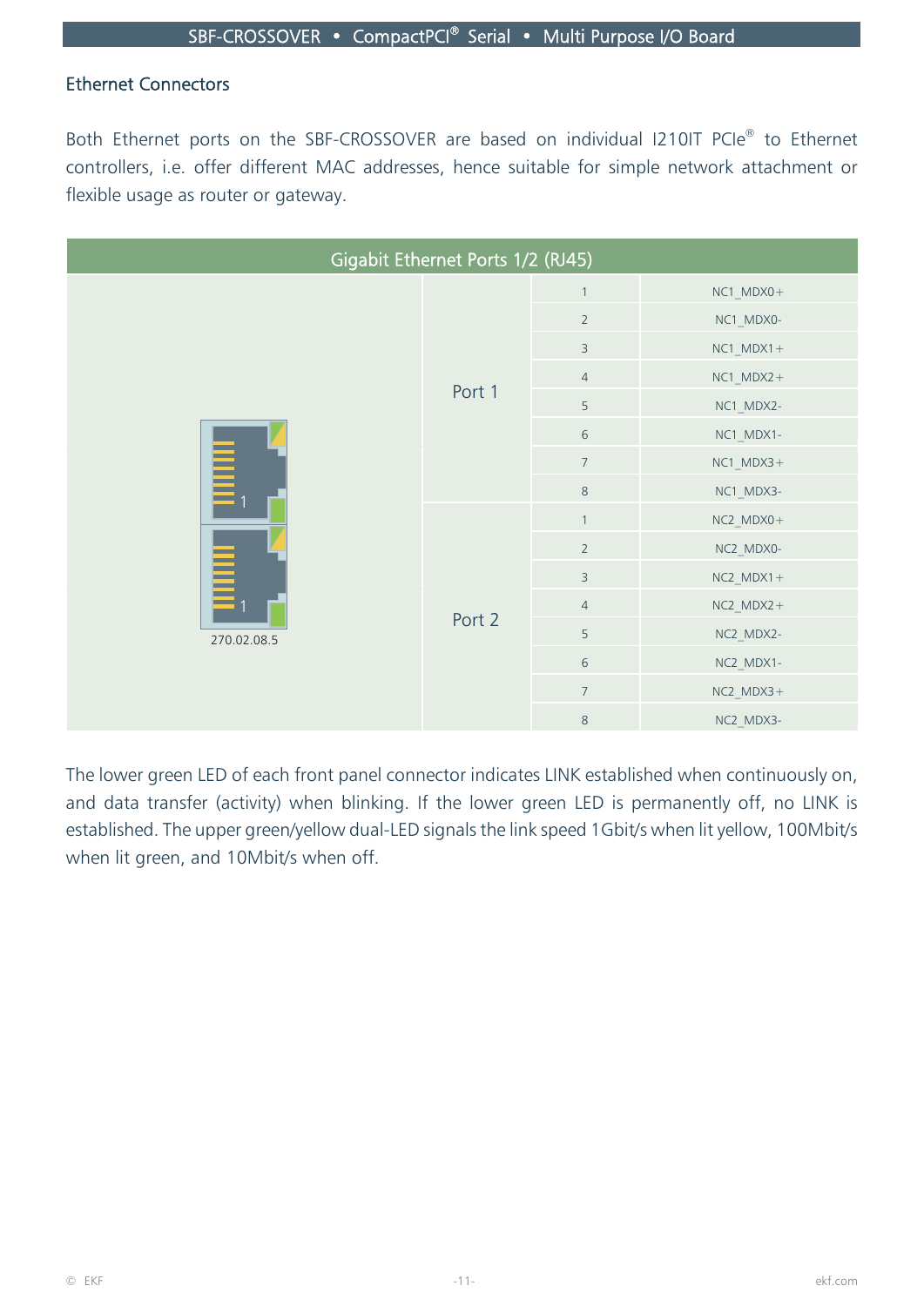## Ethernet Connectors

Both Ethernet ports on the SBF-CROSSOVER are based on individual I210IT PCIe® to Ethernet controllers, i.e. offer different MAC addresses, hence suitable for simple network attachment or flexible usage as router or gateway.

| Gigabit Ethernet Ports 1/2 (RJ45) | | | |
|---|---|---|---|
| 270.02.08.5 | Port 1 | 1 | NC1_MDX0+ |
| | | 2 | NC1_MDX0- |
| | | 3 | NC1_MDX1+ |
| | | 4 | NC1_MDX2+ |
| | | 5 | NC1_MDX2- |
| | | 6 | NC1_MDX1- |
| | | 7 | NC1_MDX3+ |
| | | 8 | NC1_MDX3- |
| | Port 2 | 1 | NC2_MDX0+ |
| | | 2 | NC2_MDX0- |
| | | 3 | NC2_MDX1+ |
| | | 4 | NC2_MDX2+ |
| | | 5 | NC2_MDX2- |
| | | 6 | NC2_MDX1- |
| | | 7 | NC2_MDX3+ |
| | | 8 | NC2_MDX3- |

The lower green LED of each front panel connector indicates LINK established when continuously on, and data transfer (activity) when blinking. If the lower green LED is permanently off, no LINK is established. The upper green/yellow dual-LED signals the link speed 1Gbit/s when lit yellow, 100Mbit/s when lit green, and 10Mbit/s when off.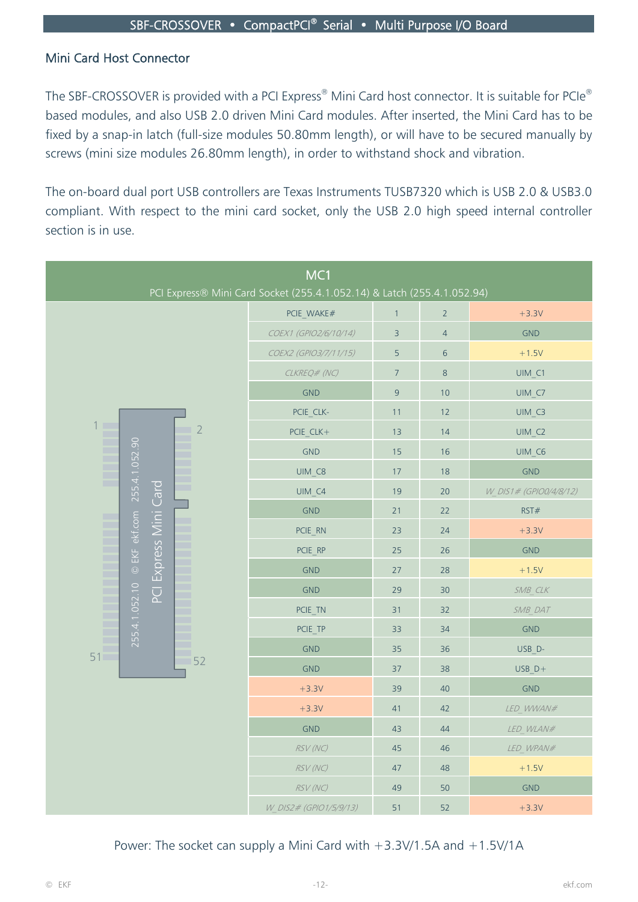## Mini Card Host Connector

The SBF-CROSSOVER is provided with a PCI Express® Mini Card host connector. It is suitable for PCIe® based modules, and also USB 2.0 driven Mini Card modules. After inserted, the Mini Card has to be fixed by a snap-in latch (full-size modules 50.80mm length), or will have to be secured manually by screws (mini size modules 26.80mm length), in order to withstand shock and vibration.

The on-board dual port USB controllers are Texas Instruments TUSB7320 which is USB 2.0 & USB3.0 compliant. With respect to the mini card socket, only the USB 2.0 high speed internal controller section is in use.

**MC1**
PCI Express® Mini Card Socket (255.4.1.052.14) & Latch (255.4.1.052.94)

| Signal | Pin | Pin | Signal |
|---|---|---|---|
| PCIE_WAKE# | 1 | 2 | +3.3V |
| *COEX1 (GPIO2/6/10/14)* | 3 | 4 | GND |
| *COEX2 (GPIO3/7/11/15)* | 5 | 6 | +1.5V |
| *CLKREQ# (NC)* | 7 | 8 | UIM_C1 |
| GND | 9 | 10 | UIM_C7 |
| PCIE_CLK- | 11 | 12 | UIM_C3 |
| PCIE_CLK+ | 13 | 14 | UIM_C2 |
| GND | 15 | 16 | UIM_C6 |
| UIM_C8 | 17 | 18 | GND |
| UIM_C4 | 19 | 20 | *W_DIS1# (GPIO0/4/8/12)* |
| GND | 21 | 22 | RST# |
| PCIE_RN | 23 | 24 | +3.3V |
| PCIE_RP | 25 | 26 | GND |
| GND | 27 | 28 | +1.5V |
| GND | 29 | 30 | *SMB_CLK* |
| PCIE_TN | 31 | 32 | *SMB_DAT* |
| PCIE_TP | 33 | 34 | GND |
| GND | 35 | 36 | USB_D- |
| GND | 37 | 38 | USB_D+ |
| +3.3V | 39 | 40 | GND |
| +3.3V | 41 | 42 | *LED_WWAN#* |
| GND | 43 | 44 | *LED_WLAN#* |
| *RSV (NC)* | 45 | 46 | *LED_WPAN#* |
| *RSV (NC)* | 47 | 48 | +1.5V |
| *RSV (NC)* | 49 | 50 | GND |
| *W_DIS2# (GPIO1/5/9/13)* | 51 | 52 | +3.3V |

Power: The socket can supply a Mini Card with +3.3V/1.5A and +1.5V/1A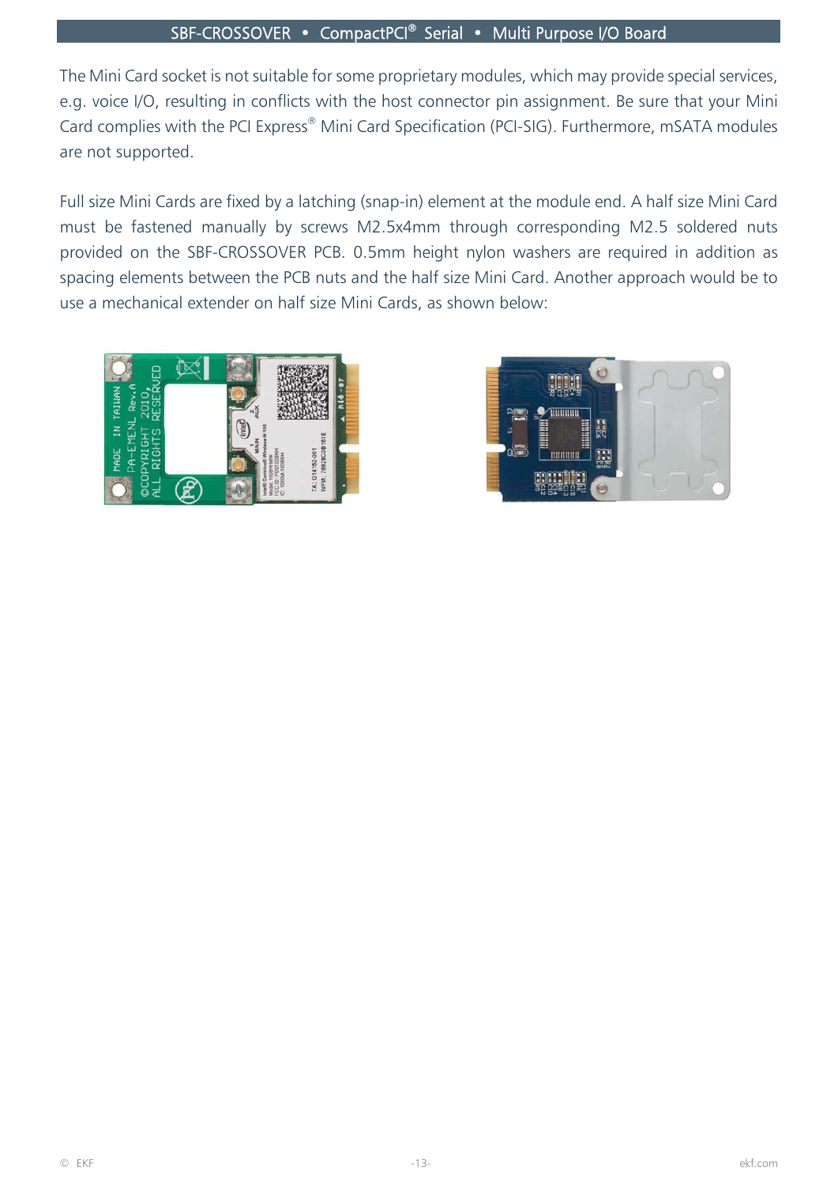The Mini Card socket is not suitable for some proprietary modules, which may provide special services, e.g. voice I/O, resulting in conflicts with the host connector pin assignment. Be sure that your Mini Card complies with the PCI Express® Mini Card Specification (PCI-SIG). Furthermore, mSATA modules are not supported.

Full size Mini Cards are fixed by a latching (snap-in) element at the module end. A half size Mini Card must be fastened manually by screws M2.5x4mm through corresponding M2.5 soldered nuts provided on the SBF-CROSSOVER PCB. 0.5mm height nylon washers are required in addition as spacing elements between the PCB nuts and the half size Mini Card. Another approach would be to use a mechanical extender on half size Mini Cards, as shown below: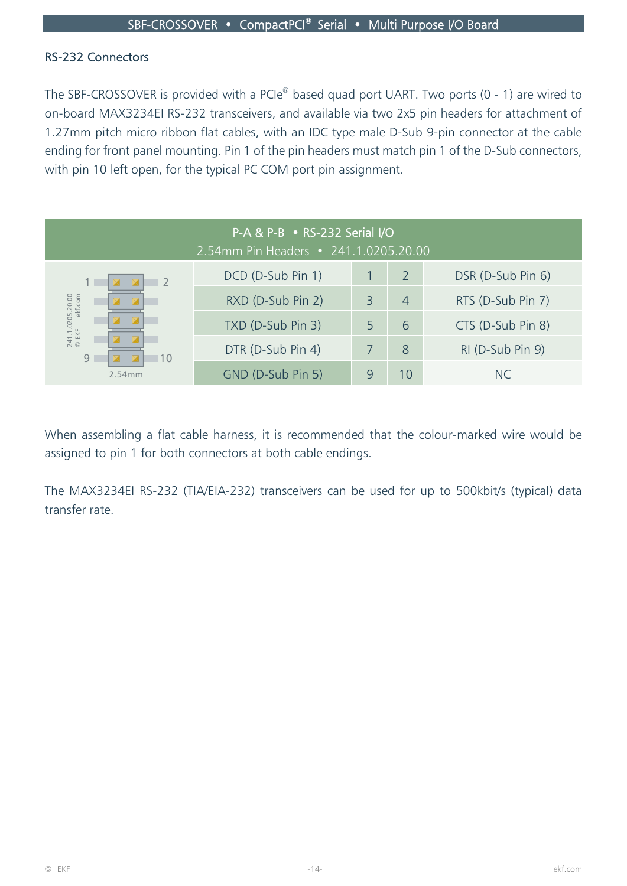## RS-232 Connectors

The SBF-CROSSOVER is provided with a PCIe® based quad port UART. Two ports (0 - 1) are wired to on-board MAX3234EI RS-232 transceivers, and available via two 2x5 pin headers for attachment of 1.27mm pitch micro ribbon flat cables, with an IDC type male D-Sub 9-pin connector at the cable ending for front panel mounting. Pin 1 of the pin headers must match pin 1 of the D-Sub connectors, with pin 10 left open, for the typical PC COM port pin assignment.

| P-A & P-B • RS-232 Serial I/O<br>2.54mm Pin Headers • 241.1.0205.20.00 | | | | |
|---|---|---|---|---|
| | DCD (D-Sub Pin 1) | 1 | 2 | DSR (D-Sub Pin 6) |
| | RXD (D-Sub Pin 2) | 3 | 4 | RTS (D-Sub Pin 7) |
| | TXD (D-Sub Pin 3) | 5 | 6 | CTS (D-Sub Pin 8) |
| | DTR (D-Sub Pin 4) | 7 | 8 | RI (D-Sub Pin 9) |
| 2.54mm | GND (D-Sub Pin 5) | 9 | 10 | NC |

When assembling a flat cable harness, it is recommended that the colour-marked wire would be assigned to pin 1 for both connectors at both cable endings.

The MAX3234EI RS-232 (TIA/EIA-232) transceivers can be used for up to 500kbit/s (typical) data transfer rate.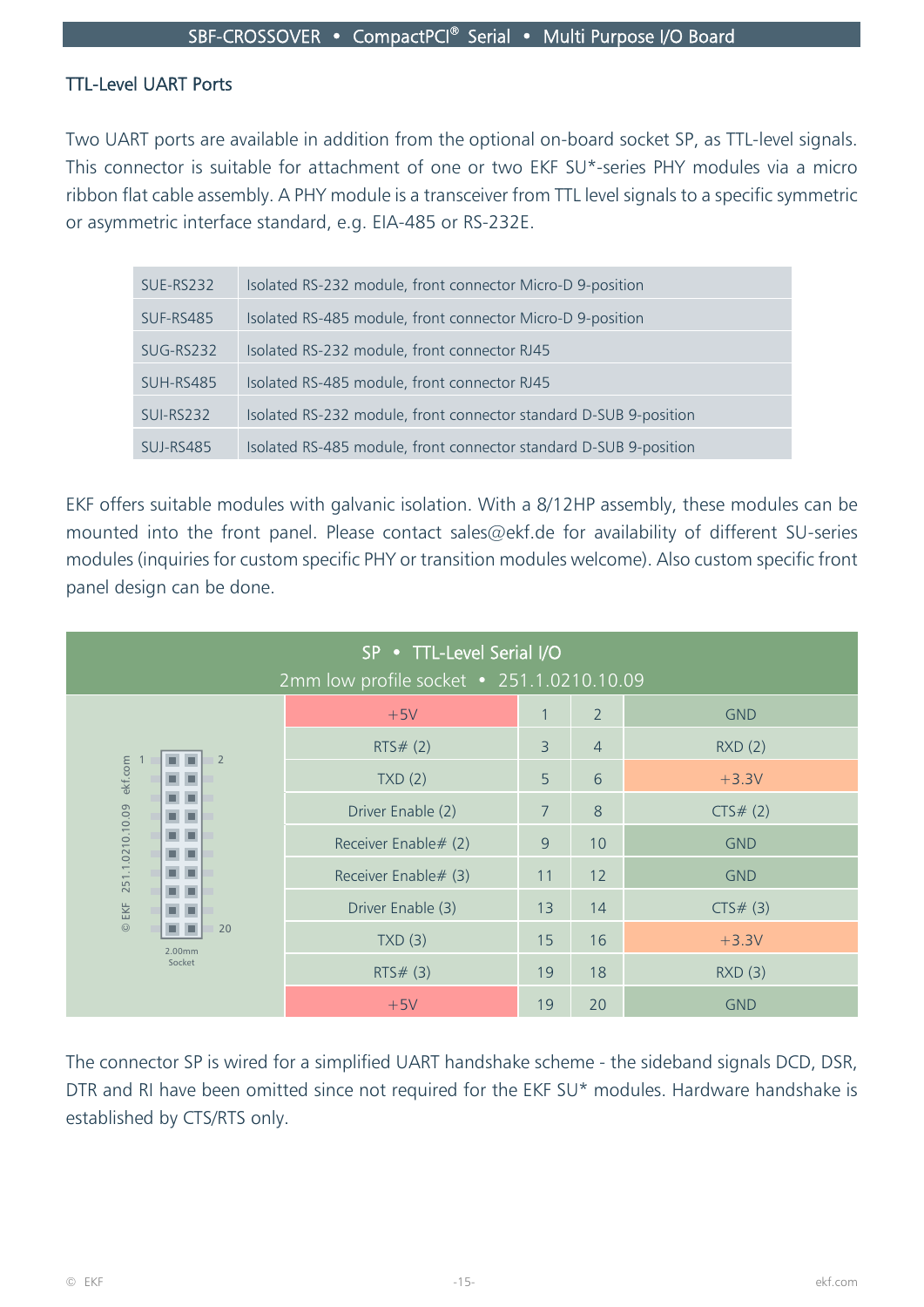## TTL-Level UART Ports

Two UART ports are available in addition from the optional on-board socket SP, as TTL-level signals. This connector is suitable for attachment of one or two EKF SU*-series PHY modules via a micro ribbon flat cable assembly. A PHY module is a transceiver from TTL level signals to a specific symmetric or asymmetric interface standard, e.g. EIA-485 or RS-232E.

| | |
|---|---|
| SUE-RS232 | Isolated RS-232 module, front connector Micro-D 9-position |
| SUF-RS485 | Isolated RS-485 module, front connector Micro-D 9-position |
| SUG-RS232 | Isolated RS-232 module, front connector RJ45 |
| SUH-RS485 | Isolated RS-485 module, front connector RJ45 |
| SUI-RS232 | Isolated RS-232 module, front connector standard D-SUB 9-position |
| SUJ-RS485 | Isolated RS-485 module, front connector standard D-SUB 9-position |

EKF offers suitable modules with galvanic isolation. With a 8/12HP assembly, these modules can be mounted into the front panel. Please contact sales@ekf.de for availability of different SU-series modules (inquiries for custom specific PHY or transition modules welcome). Also custom specific front panel design can be done.

**SP • TTL-Level Serial I/O**
2mm low profile socket • 251.1.0210.10.09

| Signal | Pin | Pin | Signal |
|---|---|---|---|
| +5V | 1 | 2 | GND |
| RTS# (2) | 3 | 4 | RXD (2) |
| TXD (2) | 5 | 6 | +3.3V |
| Driver Enable (2) | 7 | 8 | CTS# (2) |
| Receiver Enable# (2) | 9 | 10 | GND |
| Receiver Enable# (3) | 11 | 12 | GND |
| Driver Enable (3) | 13 | 14 | CTS# (3) |
| TXD (3) | 15 | 16 | +3.3V |
| RTS# (3) | 19 | 18 | RXD (3) |
| +5V | 19 | 20 | GND |

(Connector drawing: 1, 2, 20; 2.00mm Socket; © EKF 251.1.0210.10.09 ekf.com)

The connector SP is wired for a simplified UART handshake scheme - the sideband signals DCD, DSR, DTR and RI have been omitted since not required for the EKF SU* modules. Hardware handshake is established by CTS/RTS only.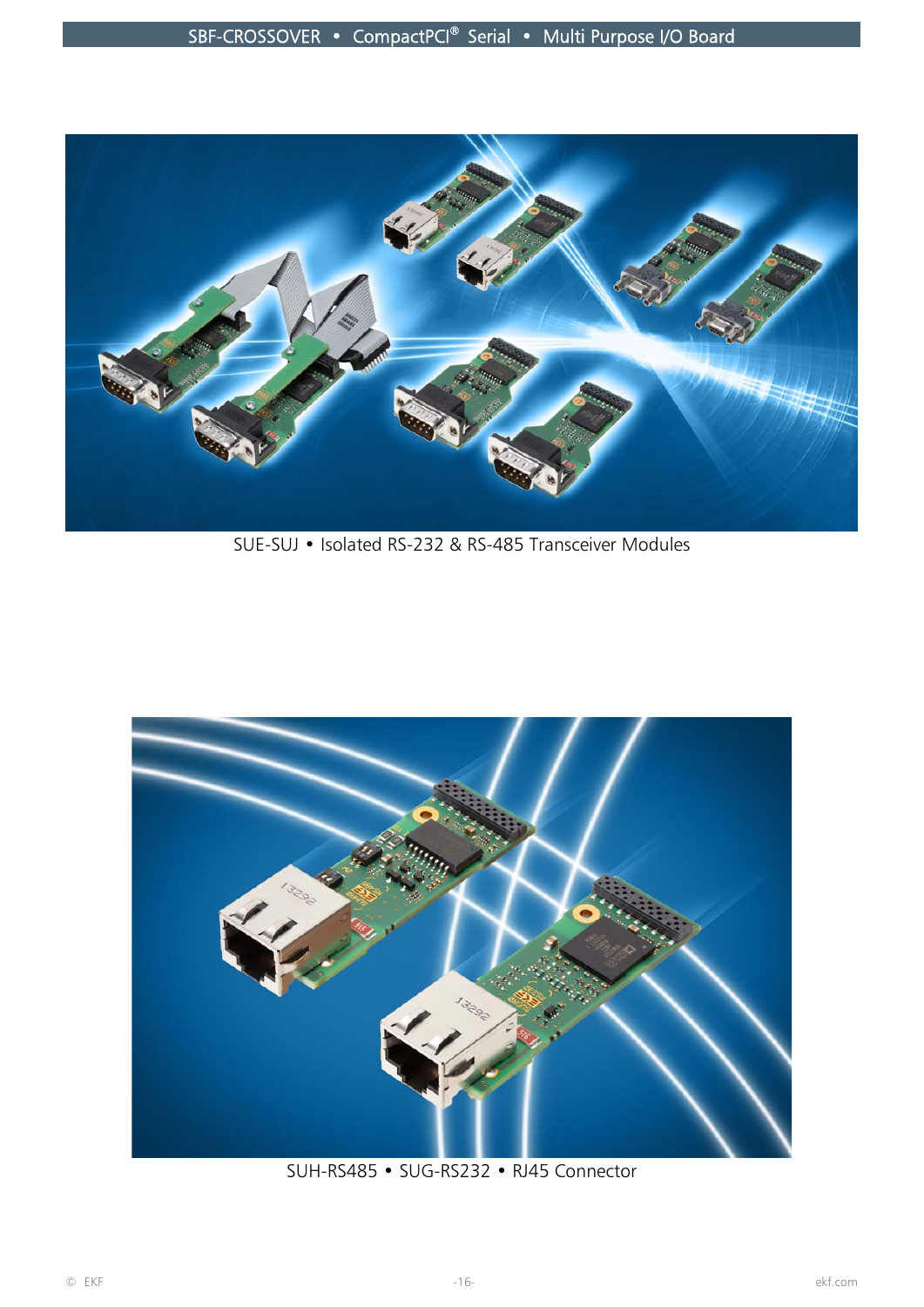SUE-SUJ • Isolated RS-232 & RS-485 Transceiver Modules

SUH-RS485 • SUG-RS232 • RJ45 Connector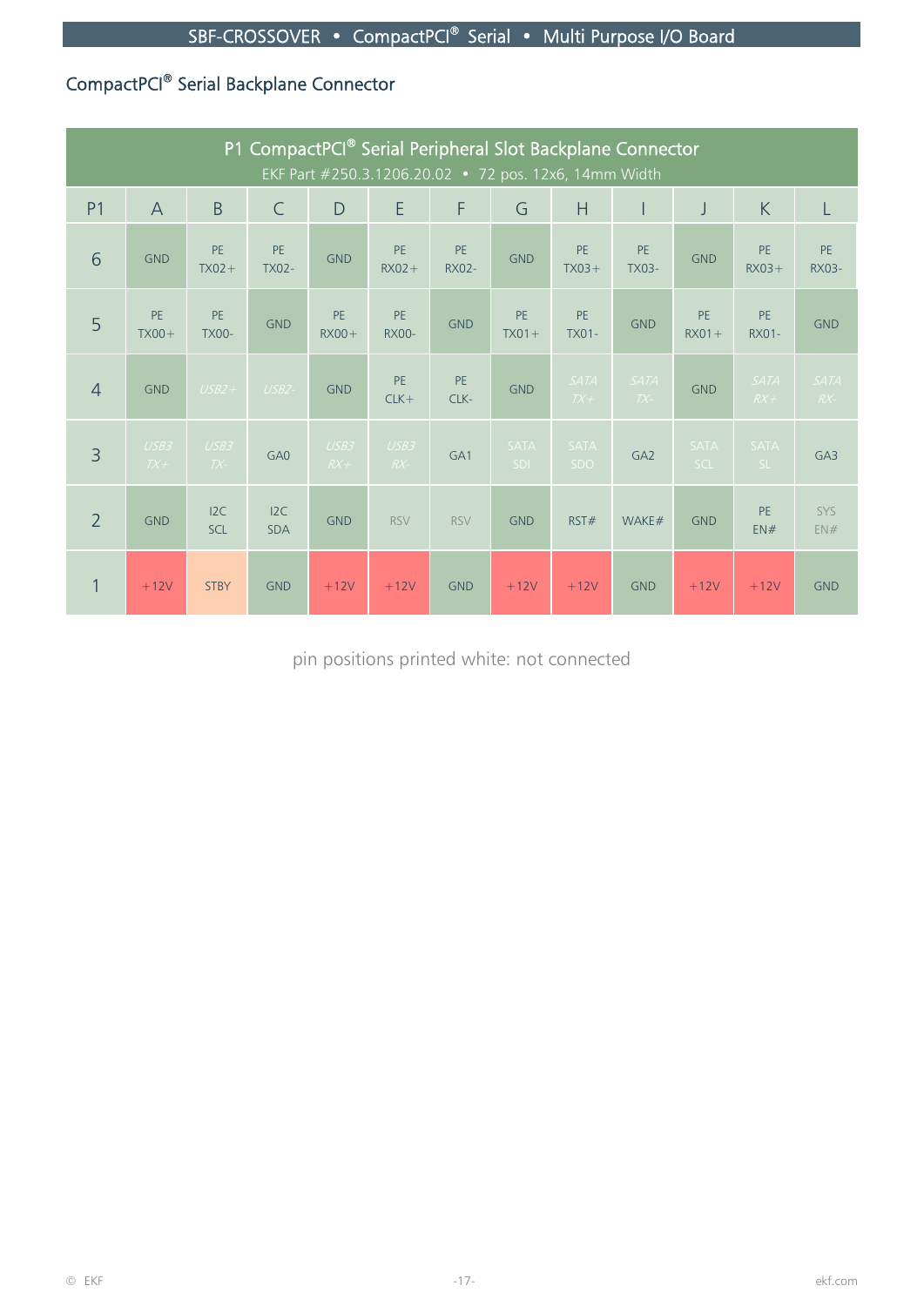## CompactPCI® Serial Backplane Connector

| P1 CompactPCI® Serial Peripheral Slot Backplane Connector<br>EKF Part #250.3.1206.20.02 • 72 pos. 12x6, 14mm Width | | | | | | | | | | | | |
|---|---|---|---|---|---|---|---|---|---|---|---|---|
| P1 | A | B | C | D | E | F | G | H | I | J | K | L |
| 6 | GND | PE TX02+ | PE TX02- | GND | PE RX02+ | PE RX02- | GND | PE TX03+ | PE TX03- | GND | PE RX03+ | PE RX03- |
| 5 | PE TX00+ | PE TX00- | GND | PE RX00+ | PE RX00- | GND | PE TX01+ | PE TX01- | GND | PE RX01+ | PE RX01- | GND |
| 4 | GND | USB2+ | USB2- | GND | PE CLK+ | PE CLK- | GND | SATA TX+ | SATA TX- | GND | SATA RX+ | SATA RX- |
| 3 | USB3 TX+ | USB3 TX- | GA0 | USB3 RX+ | USB3 RX- | GA1 | SATA SDI | SATA SDO | GA2 | SATA SCL | SATA SL | GA3 |
| 2 | GND | I2C SCL | I2C SDA | GND | RSV | RSV | GND | RST# | WAKE# | GND | PE EN# | SYS EN# |
| 1 | +12V | STBY | GND | +12V | +12V | GND | +12V | +12V | GND | +12V | +12V | GND |

pin positions printed white: not connected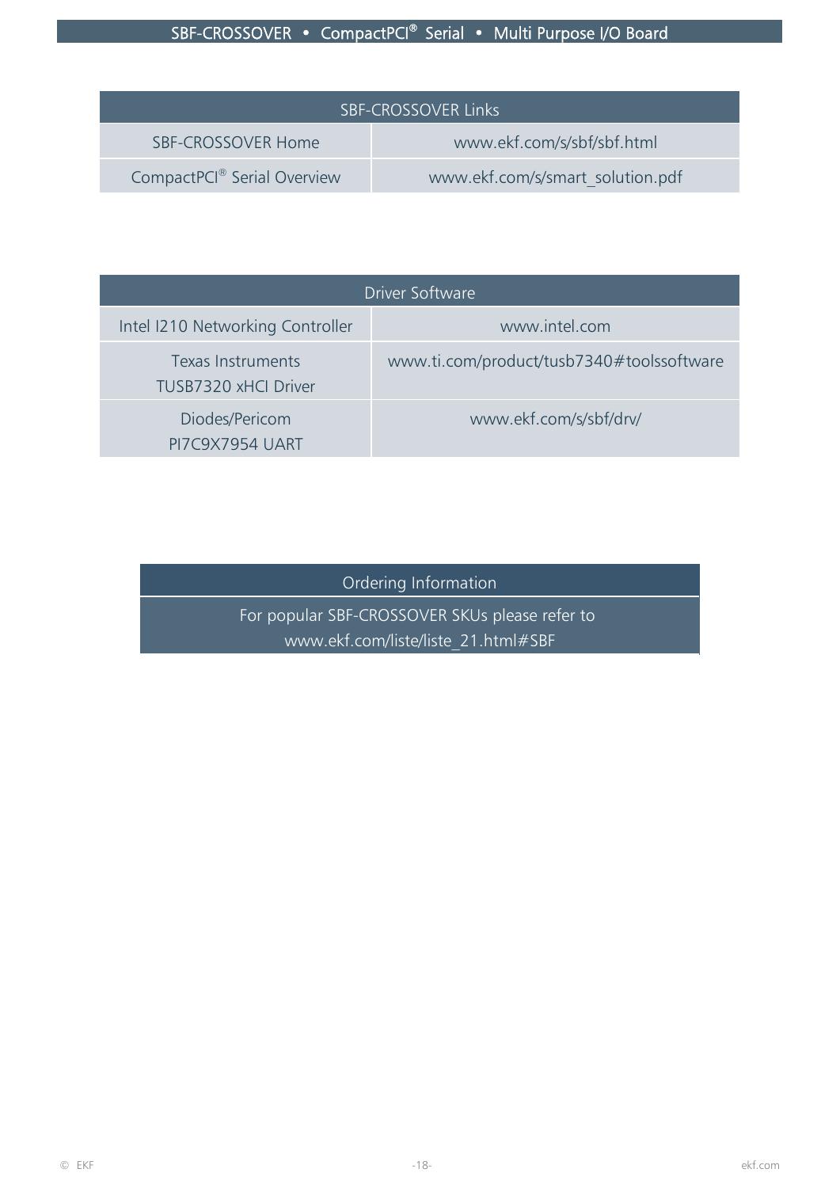| SBF-CROSSOVER Links | |
|---|---|
| SBF-CROSSOVER Home | www.ekf.com/s/sbf/sbf.html |
| CompactPCI® Serial Overview | www.ekf.com/s/smart_solution.pdf |

| Driver Software | |
|---|---|
| Intel I210 Networking Controller | www.intel.com |
| Texas Instruments TUSB7320 xHCI Driver | www.ti.com/product/tusb7340#toolssoftware |
| Diodes/Pericom PI7C9X7954 UART | www.ekf.com/s/sbf/drv/ |

| Ordering Information |
|---|
| For popular SBF-CROSSOVER SKUs please refer to www.ekf.com/liste/liste_21.html#SBF |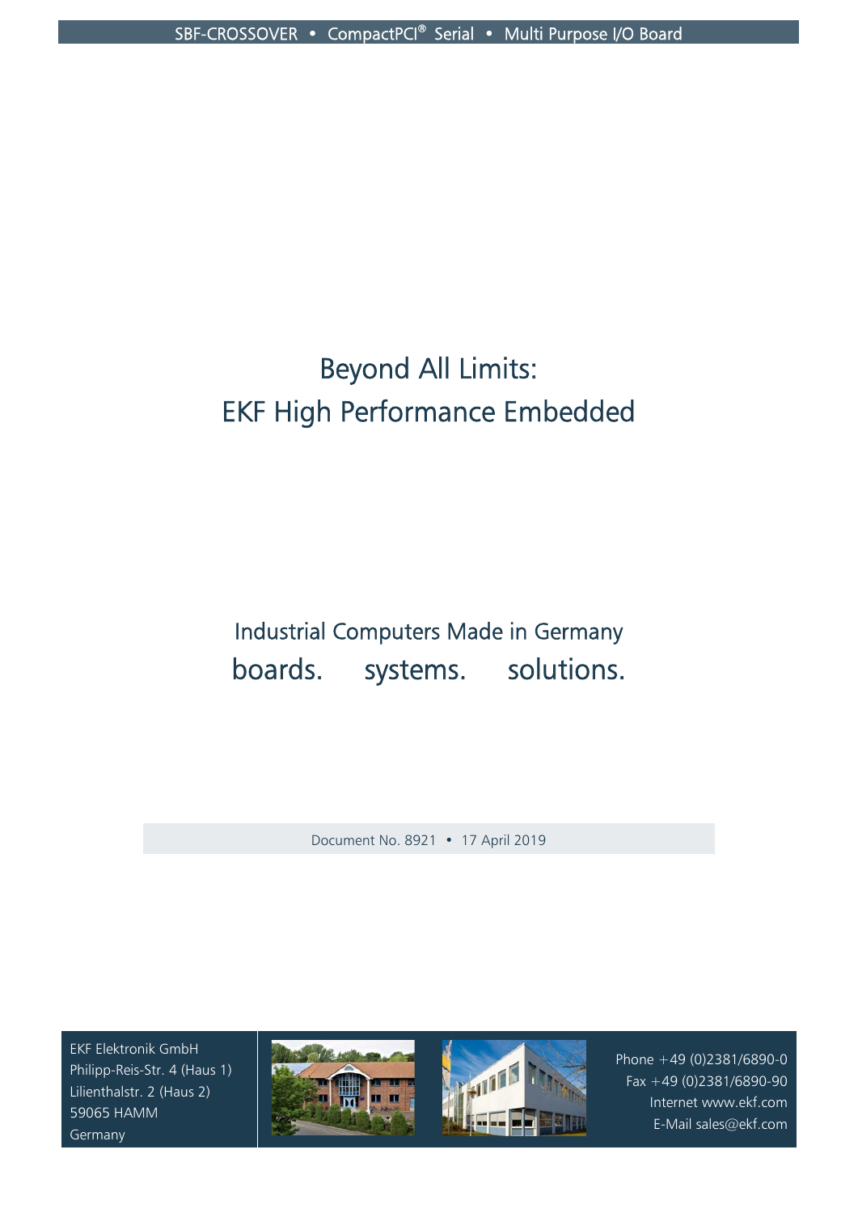# Beyond All Limits:
# EKF High Performance Embedded

Industrial Computers Made in Germany

boards. systems. solutions.

Document No. 8921 • 17 April 2019

EKF Elektronik GmbH
Philipp-Reis-Str. 4 (Haus 1)
Lilienthalstr. 2 (Haus 2)
59065 HAMM
Germany

Phone +49 (0)2381/6890-0
Fax +49 (0)2381/6890-90
Internet www.ekf.com
E-Mail sales@ekf.com